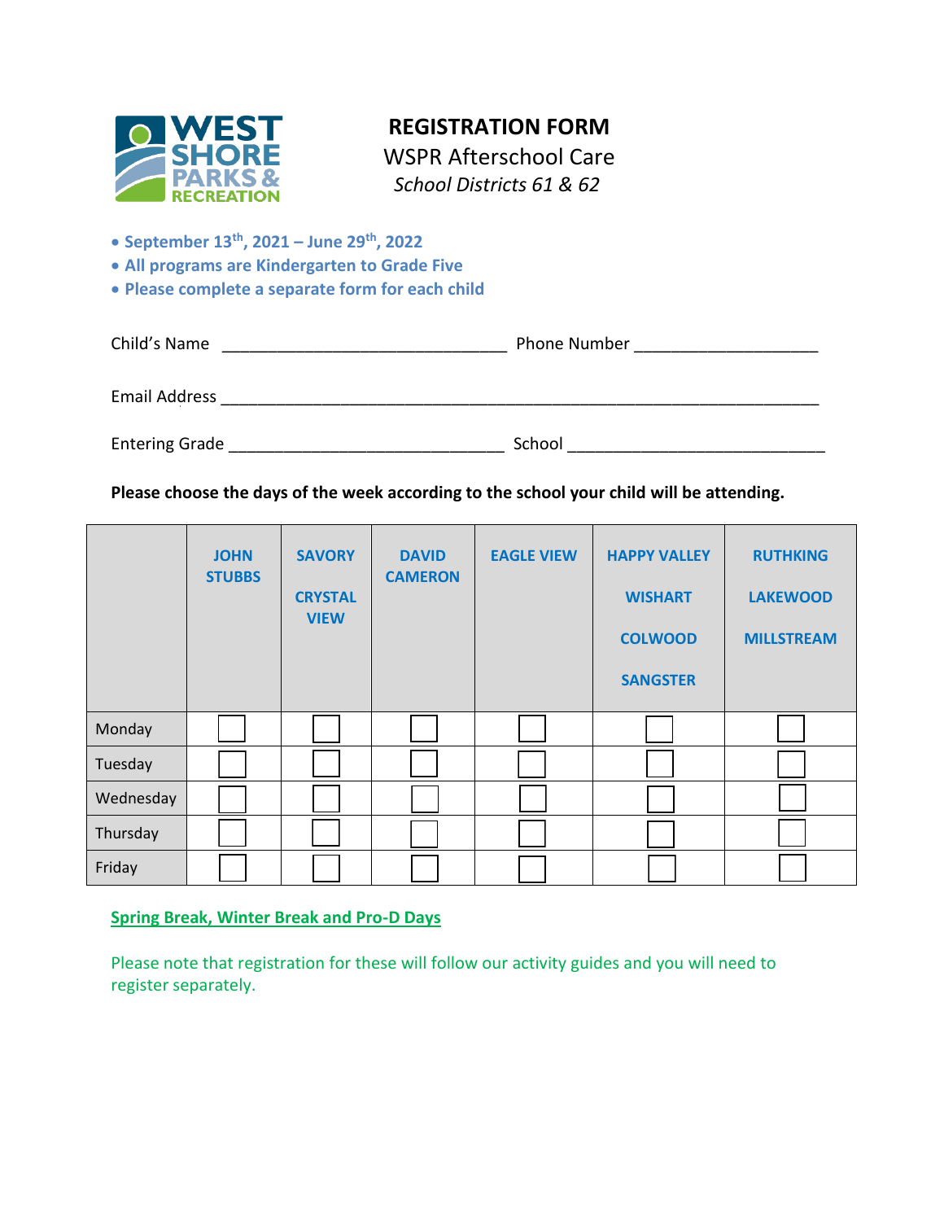# REGISTRATION FORM

WSPR Afterschool Care

*School Districts 61 & 62*

- **September 13th, 2021 – June 29th, 2022**
- **All programs are Kindergarten to Grade Five**
- **Please complete a separate form for each child**

Child's Name ______________________________ Phone Number ___________________

Email Address ______________________________________________________________

Entering Grade _____________________________ School ___________________________

**Please choose the days of the week according to the school your child will be attending.**

| | **JOHN STUBBS** | **SAVORY / CRYSTAL VIEW** | **DAVID CAMERON** | **EAGLE VIEW** | **HAPPY VALLEY / WISHART / COLWOOD / SANGSTER** | **RUTHKING / LAKEWOOD / MILLSTREAM** |
|---|---|---|---|---|---|---|
| Monday | ☐ | ☐ | ☐ | ☐ | ☐ | ☐ |
| Tuesday | ☐ | ☐ | ☐ | ☐ | ☐ | ☐ |
| Wednesday | ☐ | ☐ | ☐ | ☐ | ☐ | ☐ |
| Thursday | ☐ | ☐ | ☐ | ☐ | ☐ | ☐ |
| Friday | ☐ | ☐ | ☐ | ☐ | ☐ | ☐ |

**Spring Break, Winter Break and Pro-D Days**

Please note that registration for these will follow our activity guides and you will need to register separately.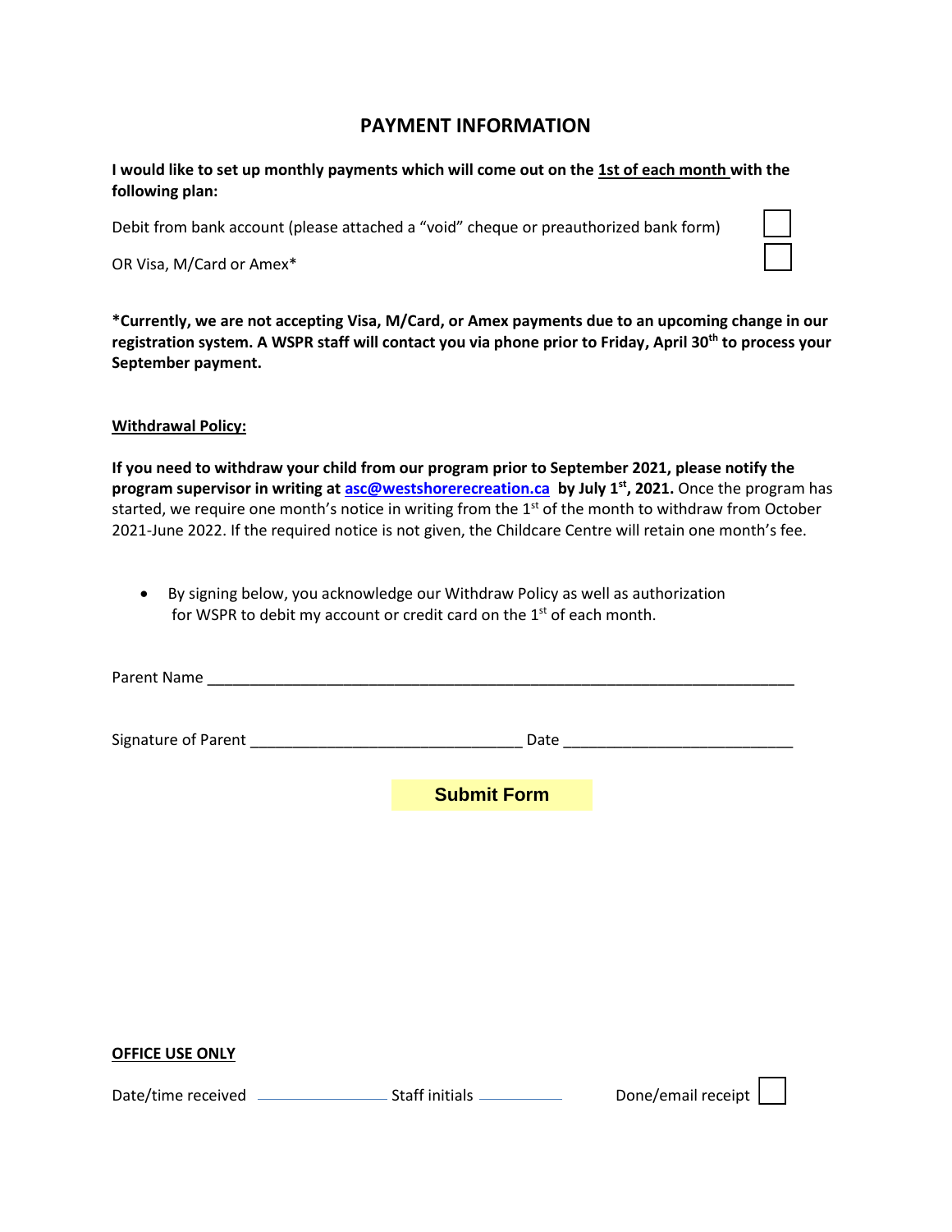# PAYMENT INFORMATION

**I would like to set up monthly payments which will come out on the 1st of each month with the following plan:**

Debit from bank account (please attached a "void" cheque or preauthorized bank form) ☐

OR Visa, M/Card or Amex* ☐

***Currently, we are not accepting Visa, M/Card, or Amex payments due to an upcoming change in our registration system. A WSPR staff will contact you via phone prior to Friday, April 30th to process your September payment.**

**Withdrawal Policy:**

**If you need to withdraw your child from our program prior to September 2021, please notify the program supervisor in writing at asc@westshorerecreation.ca by July 1st, 2021.** Once the program has started, we require one month's notice in writing from the 1st of the month to withdraw from October 2021-June 2022. If the required notice is not given, the Childcare Centre will retain one month's fee.

- By signing below, you acknowledge our Withdraw Policy as well as authorization for WSPR to debit my account or credit card on the 1st of each month.

Parent Name \_\_\_\_\_\_\_\_\_\_\_\_\_\_\_\_\_\_\_\_\_\_\_\_\_\_\_\_\_\_\_\_\_\_\_\_\_\_\_\_\_\_\_\_

Signature of Parent \_\_\_\_\_\_\_\_\_\_\_\_\_\_\_\_\_\_\_\_\_\_ Date \_\_\_\_\_\_\_\_\_\_\_\_\_\_\_\_\_\_

**Submit Form**

**OFFICE USE ONLY**

Date/time received \_\_\_\_\_\_\_\_\_\_ Staff initials \_\_\_\_\_\_\_\_ Done/email receipt ☐